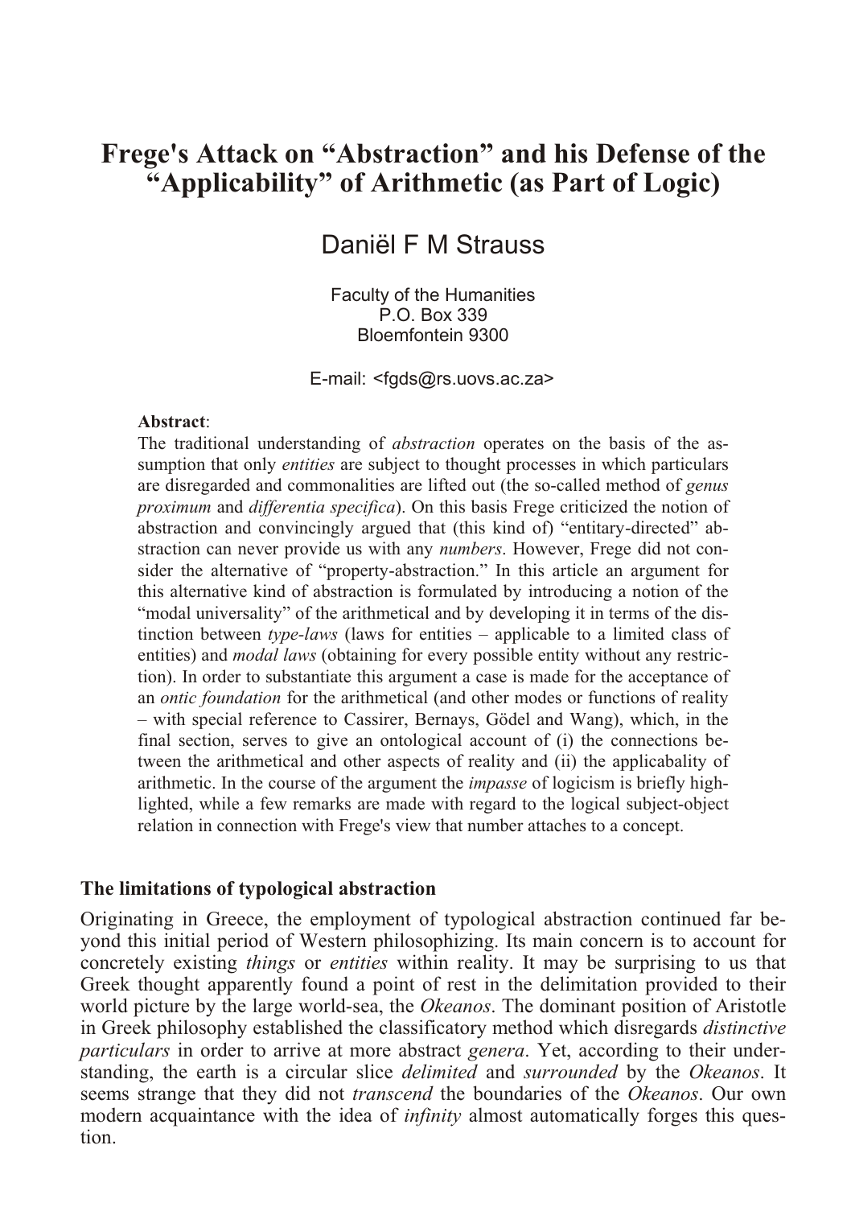# Frege's Attack on "Abstraction" and his Defense of the "Applicability" of Arithmetic (as Part of Logic)

Daniël F M Strauss

Faculty of the Humanities
P.O. Box 339
Bloemfontein 9300

E-mail: <fgds@rs.uovs.ac.za>

**Abstract**:
The traditional understanding of *abstraction* operates on the basis of the assumption that only *entities* are subject to thought processes in which particulars are disregarded and commonalities are lifted out (the so-called method of *genus proximum* and *differentia specifica*). On this basis Frege criticized the notion of abstraction and convincingly argued that (this kind of) "entitary-directed" abstraction can never provide us with any *numbers*. However, Frege did not consider the alternative of "property-abstraction." In this article an argument for this alternative kind of abstraction is formulated by introducing a notion of the "modal universality" of the arithmetical and by developing it in terms of the distinction between *type-laws* (laws for entities – applicable to a limited class of entities) and *modal laws* (obtaining for every possible entity without any restriction). In order to substantiate this argument a case is made for the acceptance of an *ontic foundation* for the arithmetical (and other modes or functions of reality – with special reference to Cassirer, Bernays, Gödel and Wang), which, in the final section, serves to give an ontological account of (i) the connections between the arithmetical and other aspects of reality and (ii) the applicabality of arithmetic. In the course of the argument the *impasse* of logicism is briefly highlighted, while a few remarks are made with regard to the logical subject-object relation in connection with Frege's view that number attaches to a concept.

## The limitations of typological abstraction

Originating in Greece, the employment of typological abstraction continued far beyond this initial period of Western philosophizing. Its main concern is to account for concretely existing *things* or *entities* within reality. It may be surprising to us that Greek thought apparently found a point of rest in the delimitation provided to their world picture by the large world-sea, the *Okeanos*. The dominant position of Aristotle in Greek philosophy established the classificatory method which disregards *distinctive particulars* in order to arrive at more abstract *genera*. Yet, according to their understanding, the earth is a circular slice *delimited* and *surrounded* by the *Okeanos*. It seems strange that they did not *transcend* the boundaries of the *Okeanos*. Our own modern acquaintance with the idea of *infinity* almost automatically forges this question.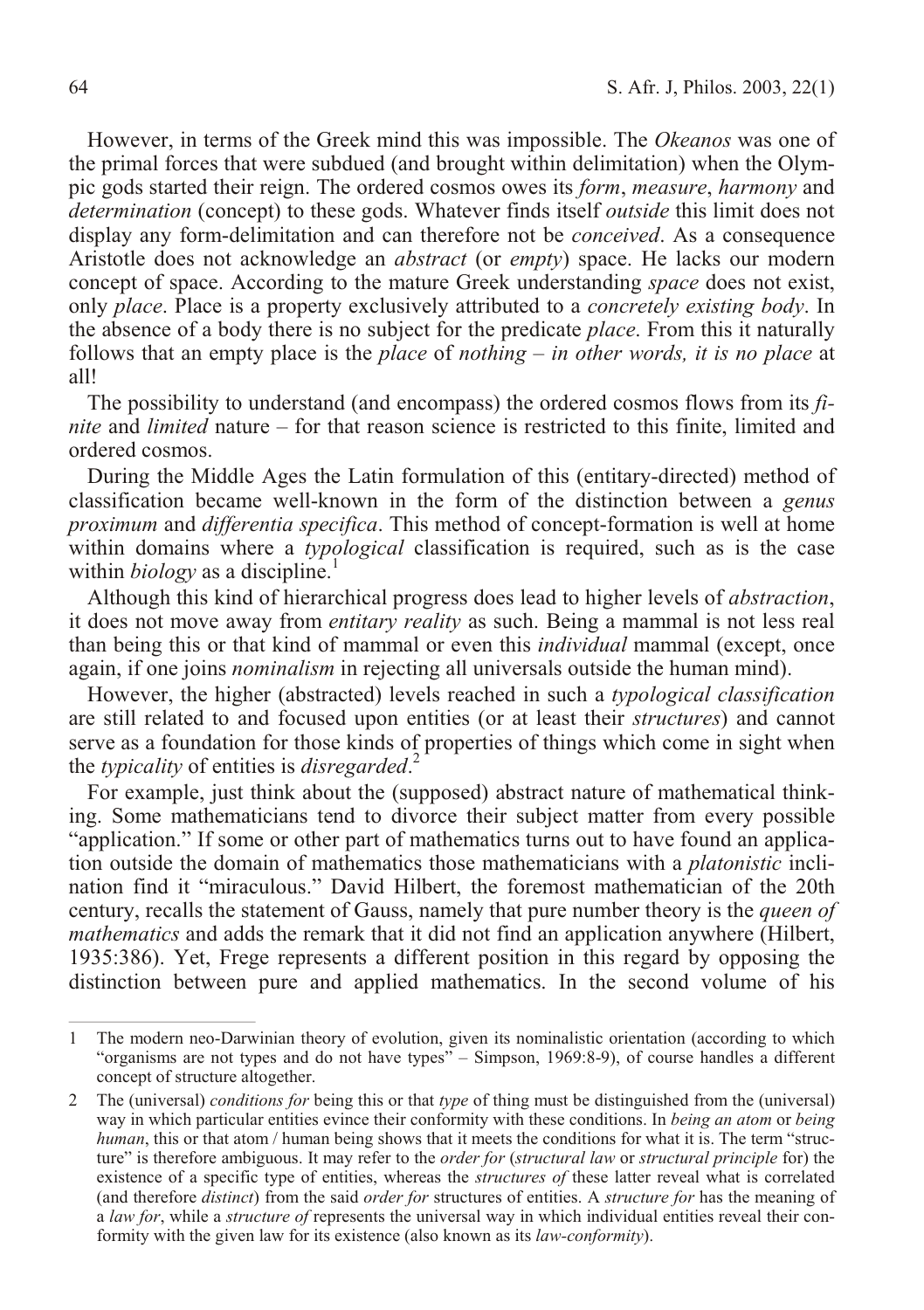However, in terms of the Greek mind this was impossible. The *Okeanos* was one of the primal forces that were subdued (and brought within delimitation) when the Olympic gods started their reign. The ordered cosmos owes its *form*, *measure*, *harmony* and *determination* (concept) to these gods. Whatever finds itself *outside* this limit does not display any form-delimitation and can therefore not be *conceived*. As a consequence Aristotle does not acknowledge an *abstract* (or *empty*) space. He lacks our modern concept of space. According to the mature Greek understanding *space* does not exist, only *place*. Place is a property exclusively attributed to a *concretely existing body*. In the absence of a body there is no subject for the predicate *place*. From this it naturally follows that an empty place is the *place* of *nothing* – *in other words, it is no place* at all!

The possibility to understand (and encompass) the ordered cosmos flows from its *finite* and *limited* nature – for that reason science is restricted to this finite, limited and ordered cosmos.

During the Middle Ages the Latin formulation of this (entitary-directed) method of classification became well-known in the form of the distinction between a *genus proximum* and *differentia specifica*. This method of concept-formation is well at home within domains where a *typological* classification is required, such as is the case within *biology* as a discipline.[1]

Although this kind of hierarchical progress does lead to higher levels of *abstraction*, it does not move away from *entitary reality* as such. Being a mammal is not less real than being this or that kind of mammal or even this *individual* mammal (except, once again, if one joins *nominalism* in rejecting all universals outside the human mind).

However, the higher (abstracted) levels reached in such a *typological classification* are still related to and focused upon entities (or at least their *structures*) and cannot serve as a foundation for those kinds of properties of things which come in sight when the *typicality* of entities is *disregarded*.[2]

For example, just think about the (supposed) abstract nature of mathematical thinking. Some mathematicians tend to divorce their subject matter from every possible "application." If some or other part of mathematics turns out to have found an application outside the domain of mathematics those mathematicians with a *platonistic* inclination find it "miraculous." David Hilbert, the foremost mathematician of the 20th century, recalls the statement of Gauss, namely that pure number theory is the *queen of mathematics* and adds the remark that it did not find an application anywhere (Hilbert, 1935:386). Yet, Frege represents a different position in this regard by opposing the distinction between pure and applied mathematics. In the second volume of his

---

1 The modern neo-Darwinian theory of evolution, given its nominalistic orientation (according to which "organisms are not types and do not have types" – Simpson, 1969:8-9), of course handles a different concept of structure altogether.

2 The (universal) *conditions for* being this or that *type* of thing must be distinguished from the (universal) way in which particular entities evince their conformity with these conditions. In *being an atom* or *being human*, this or that atom / human being shows that it meets the conditions for what it is. The term "structure" is therefore ambiguous. It may refer to the *order for* (*structural law* or *structural principle* for) the existence of a specific type of entities, whereas the *structures of* these latter reveal what is correlated (and therefore *distinct*) from the said *order for* structures of entities. A *structure for* has the meaning of a *law for*, while a *structure of* represents the universal way in which individual entities reveal their conformity with the given law for its existence (also known as its *law-conformity*).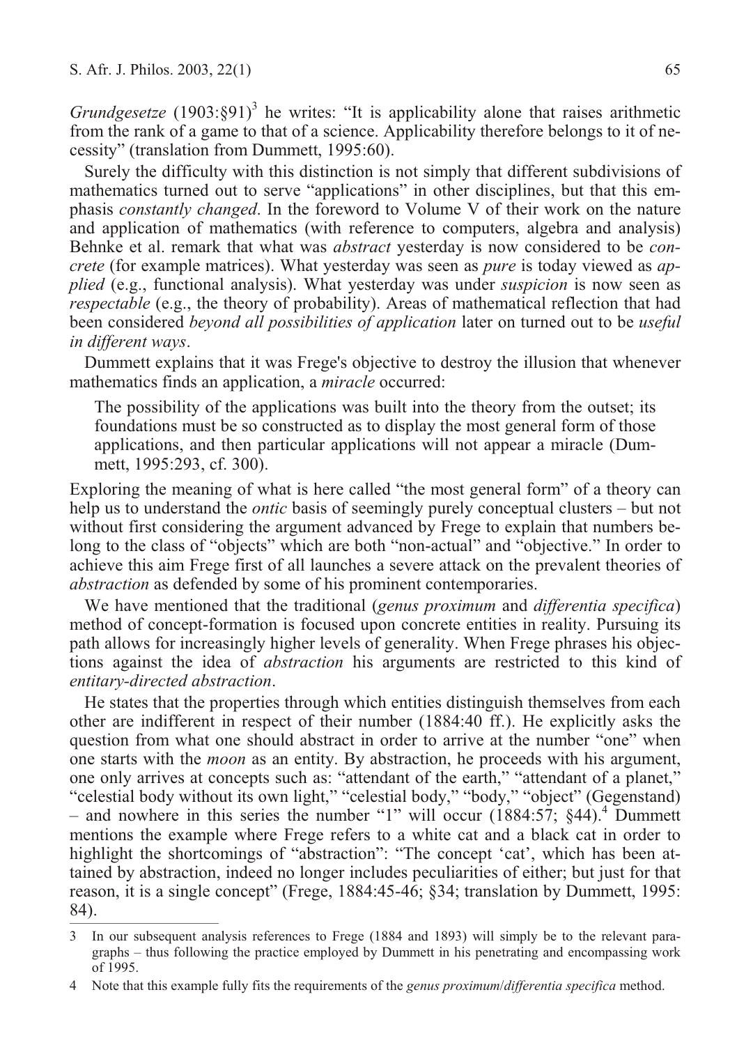*Grundgesetze* (1903:§91)[3] he writes: "It is applicability alone that raises arithmetic from the rank of a game to that of a science. Applicability therefore belongs to it of necessity" (translation from Dummett, 1995:60).

Surely the difficulty with this distinction is not simply that different subdivisions of mathematics turned out to serve "applications" in other disciplines, but that this emphasis *constantly changed*. In the foreword to Volume V of their work on the nature and application of mathematics (with reference to computers, algebra and analysis) Behnke et al. remark that what was *abstract* yesterday is now considered to be *concrete* (for example matrices). What yesterday was seen as *pure* is today viewed as *applied* (e.g., functional analysis). What yesterday was under *suspicion* is now seen as *respectable* (e.g., the theory of probability). Areas of mathematical reflection that had been considered *beyond all possibilities of application* later on turned out to be *useful in different ways*.

Dummett explains that it was Frege's objective to destroy the illusion that whenever mathematics finds an application, a *miracle* occurred:

> The possibility of the applications was built into the theory from the outset; its foundations must be so constructed as to display the most general form of those applications, and then particular applications will not appear a miracle (Dummett, 1995:293, cf. 300).

Exploring the meaning of what is here called "the most general form" of a theory can help us to understand the *ontic* basis of seemingly purely conceptual clusters – but not without first considering the argument advanced by Frege to explain that numbers belong to the class of "objects" which are both "non-actual" and "objective." In order to achieve this aim Frege first of all launches a severe attack on the prevalent theories of *abstraction* as defended by some of his prominent contemporaries.

We have mentioned that the traditional (*genus proximum* and *differentia specifica*) method of concept-formation is focused upon concrete entities in reality. Pursuing its path allows for increasingly higher levels of generality. When Frege phrases his objections against the idea of *abstraction* his arguments are restricted to this kind of *entitary-directed abstraction*.

He states that the properties through which entities distinguish themselves from each other are indifferent in respect of their number (1884:40 ff.). He explicitly asks the question from what one should abstract in order to arrive at the number "one" when one starts with the *moon* as an entity. By abstraction, he proceeds with his argument, one only arrives at concepts such as: "attendant of the earth," "attendant of a planet," "celestial body without its own light," "celestial body," "body," "object" (Gegenstand) – and nowhere in this series the number "1" will occur (1884:57; §44).[4] Dummett mentions the example where Frege refers to a white cat and a black cat in order to highlight the shortcomings of "abstraction": "The concept 'cat', which has been attained by abstraction, indeed no longer includes peculiarities of either; but just for that reason, it is a single concept" (Frege, 1884:45-46; §34; translation by Dummett, 1995: 84).

---

3 In our subsequent analysis references to Frege (1884 and 1893) will simply be to the relevant paragraphs – thus following the practice employed by Dummett in his penetrating and encompassing work of 1995.

4 Note that this example fully fits the requirements of the *genus proximum*/*differentia specifica* method.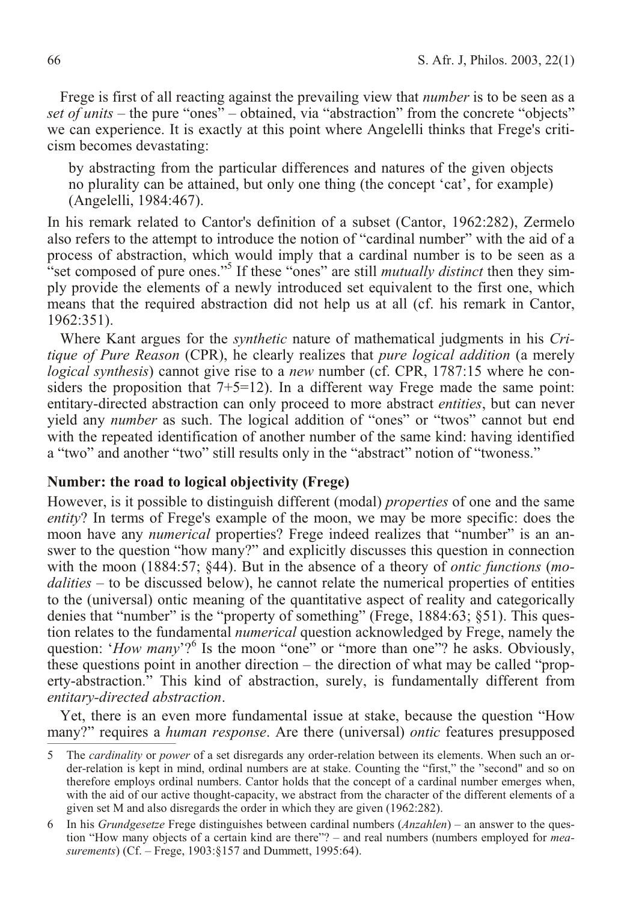Frege is first of all reacting against the prevailing view that *number* is to be seen as a *set of units* – the pure "ones" – obtained, via "abstraction" from the concrete "objects" we can experience. It is exactly at this point where Angelelli thinks that Frege's criticism becomes devastating:

> by abstracting from the particular differences and natures of the given objects no plurality can be attained, but only one thing (the concept 'cat', for example) (Angelelli, 1984:467).

In his remark related to Cantor's definition of a subset (Cantor, 1962:282), Zermelo also refers to the attempt to introduce the notion of "cardinal number" with the aid of a process of abstraction, which would imply that a cardinal number is to be seen as a "set composed of pure ones."[5] If these "ones" are still *mutually distinct* then they simply provide the elements of a newly introduced set equivalent to the first one, which means that the required abstraction did not help us at all (cf. his remark in Cantor, 1962:351).

Where Kant argues for the *synthetic* nature of mathematical judgments in his *Critique of Pure Reason* (CPR), he clearly realizes that *pure logical addition* (a merely *logical synthesis*) cannot give rise to a *new* number (cf. CPR, 1787:15 where he considers the proposition that 7+5=12). In a different way Frege made the same point: entitary-directed abstraction can only proceed to more abstract *entities*, but can never yield any *number* as such. The logical addition of "ones" or "twos" cannot but end with the repeated identification of another number of the same kind: having identified a "two" and another "two" still results only in the "abstract" notion of "twoness."

### Number: the road to logical objectivity (Frege)

However, is it possible to distinguish different (modal) *properties* of one and the same *entity*? In terms of Frege's example of the moon, we may be more specific: does the moon have any *numerical* properties? Frege indeed realizes that "number" is an answer to the question "how many?" and explicitly discusses this question in connection with the moon (1884:57; §44). But in the absence of a theory of *ontic functions* (*modalities* – to be discussed below), he cannot relate the numerical properties of entities to the (universal) ontic meaning of the quantitative aspect of reality and categorically denies that "number" is the "property of something" (Frege, 1884:63; §51). This question relates to the fundamental *numerical* question acknowledged by Frege, namely the question: '*How many*'?[6] Is the moon "one" or "more than one"? he asks. Obviously, these questions point in another direction – the direction of what may be called "property-abstraction." This kind of abstraction, surely, is fundamentally different from *entitary-directed abstraction*.

Yet, there is an even more fundamental issue at stake, because the question "How many?" requires a *human response*. Are there (universal) *ontic* features presupposed

---

5 The *cardinality* or *power* of a set disregards any order-relation between its elements. When such an order-relation is kept in mind, ordinal numbers are at stake. Counting the "first," the "second" and so on therefore employs ordinal numbers. Cantor holds that the concept of a cardinal number emerges when, with the aid of our active thought-capacity, we abstract from the character of the different elements of a given set M and also disregards the order in which they are given (1962:282).

6 In his *Grundgesetze* Frege distinguishes between cardinal numbers (*Anzahlen*) – an answer to the question "How many objects of a certain kind are there"? – and real numbers (numbers employed for *measurements*) (Cf. – Frege, 1903:§157 and Dummett, 1995:64).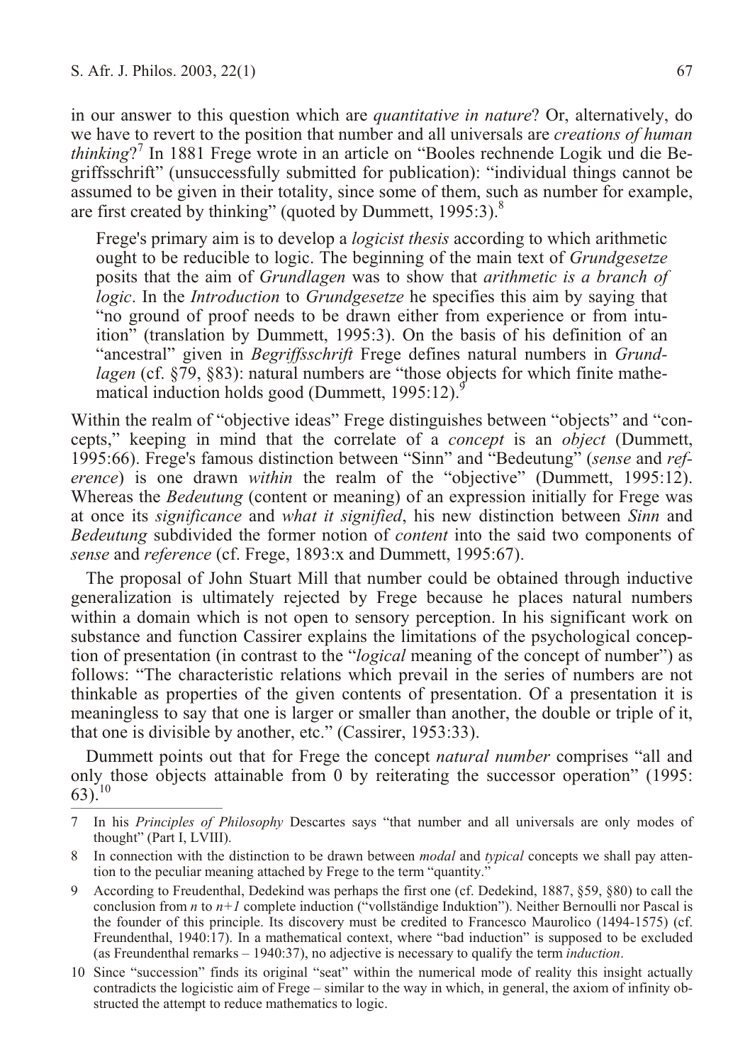in our answer to this question which are *quantitative in nature*? Or, alternatively, do we have to revert to the position that number and all universals are *creations of human thinking*?[7] In 1881 Frege wrote in an article on "Booles rechnende Logik und die Begriffsschrift" (unsuccessfully submitted for publication): "individual things cannot be assumed to be given in their totality, since some of them, such as number for example, are first created by thinking" (quoted by Dummett, 1995:3).[8]

> Frege's primary aim is to develop a *logicist thesis* according to which arithmetic ought to be reducible to logic. The beginning of the main text of *Grundgesetze* posits that the aim of *Grundlagen* was to show that *arithmetic is a branch of logic*. In the *Introduction* to *Grundgesetze* he specifies this aim by saying that "no ground of proof needs to be drawn either from experience or from intuition" (translation by Dummett, 1995:3). On the basis of his definition of an "ancestral" given in *Begriffsschrift* Frege defines natural numbers in *Grundlagen* (cf. §79, §83): natural numbers are "those objects for which finite mathematical induction holds good (Dummett, 1995:12).[9]

Within the realm of "objective ideas" Frege distinguishes between "objects" and "concepts," keeping in mind that the correlate of a *concept* is an *object* (Dummett, 1995:66). Frege's famous distinction between "Sinn" and "Bedeutung" (*sense* and *reference*) is one drawn *within* the realm of the "objective" (Dummett, 1995:12). Whereas the *Bedeutung* (content or meaning) of an expression initially for Frege was at once its *significance* and *what it signified*, his new distinction between *Sinn* and *Bedeutung* subdivided the former notion of *content* into the said two components of *sense* and *reference* (cf. Frege, 1893:x and Dummett, 1995:67).

The proposal of John Stuart Mill that number could be obtained through inductive generalization is ultimately rejected by Frege because he places natural numbers within a domain which is not open to sensory perception. In his significant work on substance and function Cassirer explains the limitations of the psychological conception of presentation (in contrast to the "*logical* meaning of the concept of number") as follows: "The characteristic relations which prevail in the series of numbers are not thinkable as properties of the given contents of presentation. Of a presentation it is meaningless to say that one is larger or smaller than another, the double or triple of it, that one is divisible by another, etc." (Cassirer, 1953:33).

Dummett points out that for Frege the concept *natural number* comprises "all and only those objects attainable from 0 by reiterating the successor operation" (1995: 63).[10]

---

7 In his *Principles of Philosophy* Descartes says "that number and all universals are only modes of thought" (Part I, LVIII).

8 In connection with the distinction to be drawn between *modal* and *typical* concepts we shall pay attention to the peculiar meaning attached by Frege to the term "quantity."

9 According to Freudenthal, Dedekind was perhaps the first one (cf. Dedekind, 1887, §59, §80) to call the conclusion from $n$ to $n+1$ complete induction ("vollständige Induktion"). Neither Bernoulli nor Pascal is the founder of this principle. Its discovery must be credited to Francesco Maurolico (1494-1575) (cf. Freundenthal, 1940:17). In a mathematical context, where "bad induction" is supposed to be excluded (as Freundenthal remarks – 1940:37), no adjective is necessary to qualify the term *induction*.

10 Since "succession" finds its original "seat" within the numerical mode of reality this insight actually contradicts the logicistic aim of Frege – similar to the way in which, in general, the axiom of infinity obstructed the attempt to reduce mathematics to logic.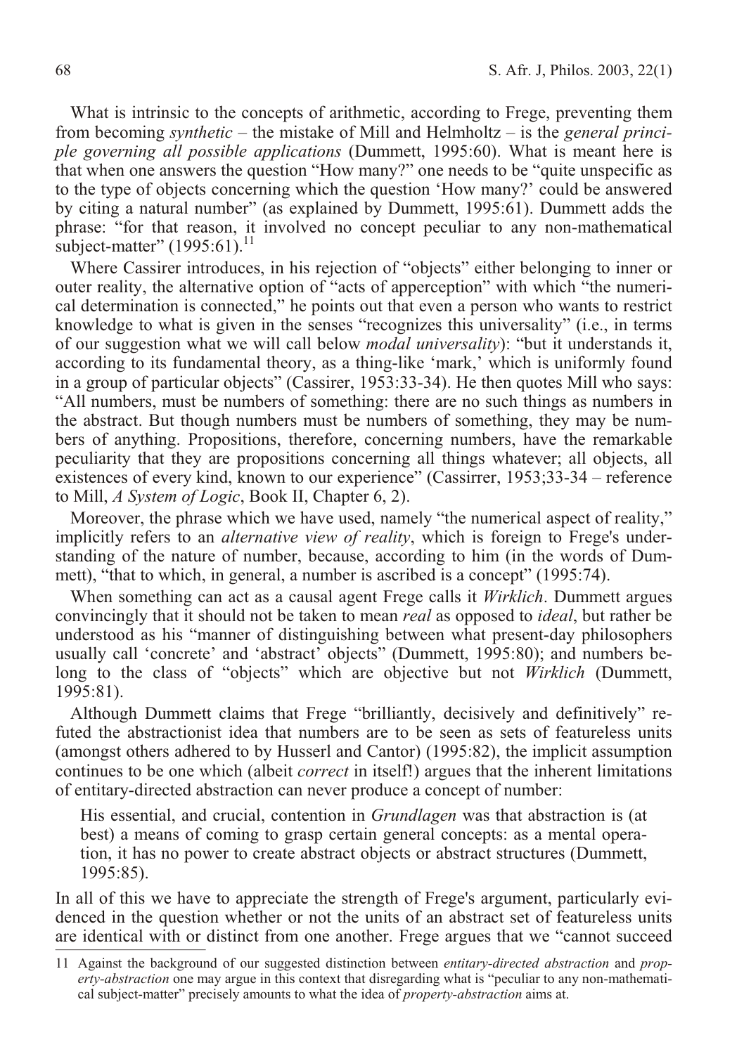What is intrinsic to the concepts of arithmetic, according to Frege, preventing them from becoming *synthetic* – the mistake of Mill and Helmholtz – is the *general principle governing all possible applications* (Dummett, 1995:60). What is meant here is that when one answers the question "How many?" one needs to be "quite unspecific as to the type of objects concerning which the question 'How many?' could be answered by citing a natural number" (as explained by Dummett, 1995:61). Dummett adds the phrase: "for that reason, it involved no concept peculiar to any non-mathematical subject-matter" (1995:61).[11]

Where Cassirer introduces, in his rejection of "objects" either belonging to inner or outer reality, the alternative option of "acts of apperception" with which "the numerical determination is connected," he points out that even a person who wants to restrict knowledge to what is given in the senses "recognizes this universality" (i.e., in terms of our suggestion what we will call below *modal universality*): "but it understands it, according to its fundamental theory, as a thing-like 'mark,' which is uniformly found in a group of particular objects" (Cassirer, 1953:33-34). He then quotes Mill who says: "All numbers, must be numbers of something: there are no such things as numbers in the abstract. But though numbers must be numbers of something, they may be numbers of anything. Propositions, therefore, concerning numbers, have the remarkable peculiarity that they are propositions concerning all things whatever; all objects, all existences of every kind, known to our experience" (Cassirrer, 1953;33-34 – reference to Mill, *A System of Logic*, Book II, Chapter 6, 2).

Moreover, the phrase which we have used, namely "the numerical aspect of reality," implicitly refers to an *alternative view of reality*, which is foreign to Frege's understanding of the nature of number, because, according to him (in the words of Dummett), "that to which, in general, a number is ascribed is a concept" (1995:74).

When something can act as a causal agent Frege calls it *Wirklich*. Dummett argues convincingly that it should not be taken to mean *real* as opposed to *ideal*, but rather be understood as his "manner of distinguishing between what present-day philosophers usually call 'concrete' and 'abstract' objects" (Dummett, 1995:80); and numbers belong to the class of "objects" which are objective but not *Wirklich* (Dummett, 1995:81).

Although Dummett claims that Frege "brilliantly, decisively and definitively" refuted the abstractionist idea that numbers are to be seen as sets of featureless units (amongst others adhered to by Husserl and Cantor) (1995:82), the implicit assumption continues to be one which (albeit *correct* in itself!) argues that the inherent limitations of entitary-directed abstraction can never produce a concept of number:

> His essential, and crucial, contention in *Grundlagen* was that abstraction is (at best) a means of coming to grasp certain general concepts: as a mental operation, it has no power to create abstract objects or abstract structures (Dummett, 1995:85).

In all of this we have to appreciate the strength of Frege's argument, particularly evidenced in the question whether or not the units of an abstract set of featureless units are identical with or distinct from one another. Frege argues that we "cannot succeed

11 Against the background of our suggested distinction between *entitary-directed abstraction* and *property-abstraction* one may argue in this context that disregarding what is "peculiar to any non-mathematical subject-matter" precisely amounts to what the idea of *property-abstraction* aims at.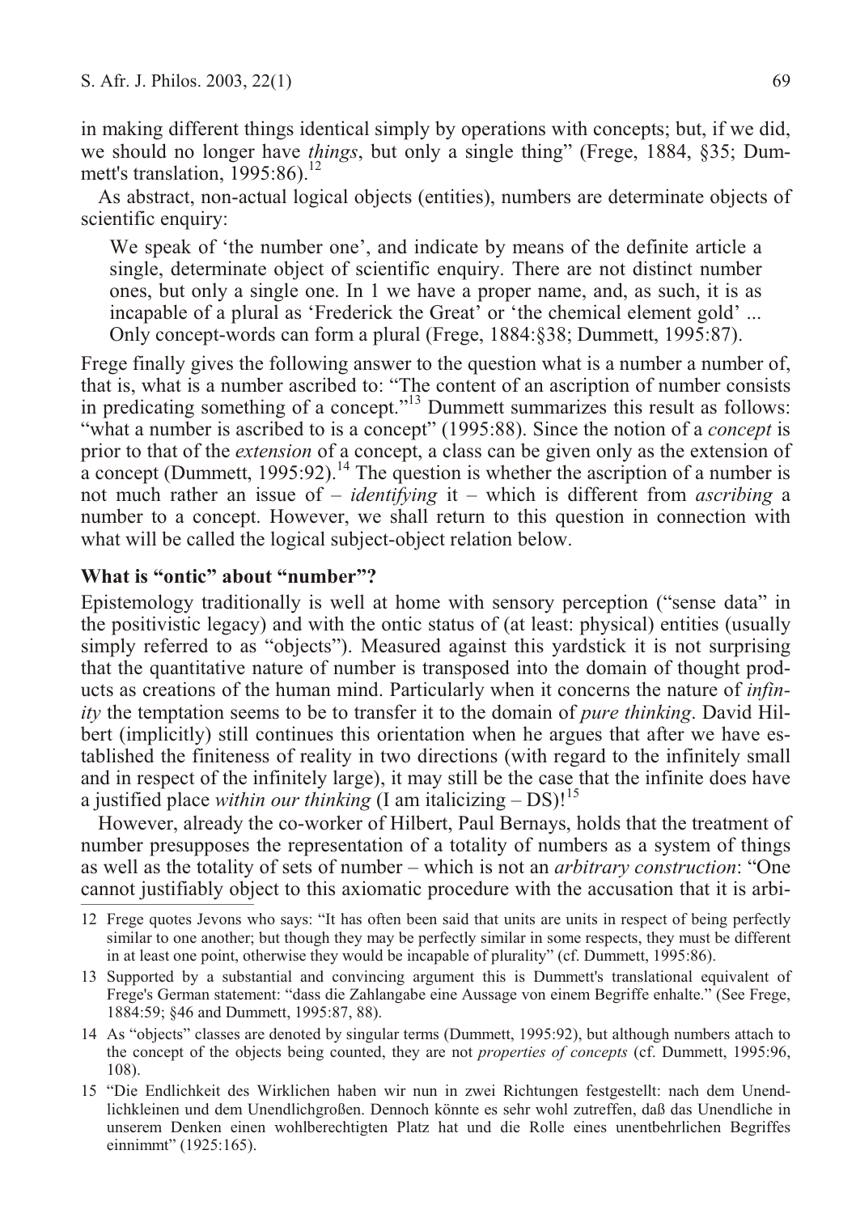in making different things identical simply by operations with concepts; but, if we did, we should no longer have *things*, but only a single thing" (Frege, 1884, §35; Dummett's translation, 1995:86).[12]

As abstract, non-actual logical objects (entities), numbers are determinate objects of scientific enquiry:

> We speak of 'the number one', and indicate by means of the definite article a single, determinate object of scientific enquiry. There are not distinct number ones, but only a single one. In 1 we have a proper name, and, as such, it is as incapable of a plural as 'Frederick the Great' or 'the chemical element gold' ... Only concept-words can form a plural (Frege, 1884:§38; Dummett, 1995:87).

Frege finally gives the following answer to the question what is a number a number of, that is, what is a number ascribed to: "The content of an ascription of number consists in predicating something of a concept."[13] Dummett summarizes this result as follows: "what a number is ascribed to is a concept" (1995:88). Since the notion of a *concept* is prior to that of the *extension* of a concept, a class can be given only as the extension of a concept (Dummett, 1995:92).[14] The question is whether the ascription of a number is not much rather an issue of – *identifying* it – which is different from *ascribing* a number to a concept. However, we shall return to this question in connection with what will be called the logical subject-object relation below.

## What is "ontic" about "number"?

Epistemology traditionally is well at home with sensory perception ("sense data" in the positivistic legacy) and with the ontic status of (at least: physical) entities (usually simply referred to as "objects"). Measured against this yardstick it is not surprising that the quantitative nature of number is transposed into the domain of thought products as creations of the human mind. Particularly when it concerns the nature of *infinity* the temptation seems to be to transfer it to the domain of *pure thinking*. David Hilbert (implicitly) still continues this orientation when he argues that after we have established the finiteness of reality in two directions (with regard to the infinitely small and in respect of the infinitely large), it may still be the case that the infinite does have a justified place *within our thinking* (I am italicizing – DS)![15]

However, already the co-worker of Hilbert, Paul Bernays, holds that the treatment of number presupposes the representation of a totality of numbers as a system of things as well as the totality of sets of number – which is not an *arbitrary construction*: "One cannot justifiably object to this axiomatic procedure with the accusation that it is arbi-

---

12 Frege quotes Jevons who says: "It has often been said that units are units in respect of being perfectly similar to one another; but though they may be perfectly similar in some respects, they must be different in at least one point, otherwise they would be incapable of plurality" (cf. Dummett, 1995:86).

13 Supported by a substantial and convincing argument this is Dummett's translational equivalent of Frege's German statement: "dass die Zahlangabe eine Aussage von einem Begriffe enhalte." (See Frege, 1884:59; §46 and Dummett, 1995:87, 88).

14 As "objects" classes are denoted by singular terms (Dummett, 1995:92), but although numbers attach to the concept of the objects being counted, they are not *properties of concepts* (cf. Dummett, 1995:96, 108).

15 "Die Endlichkeit des Wirklichen haben wir nun in zwei Richtungen festgestellt: nach dem Unendlichkleinen und dem Unendlichgroßen. Dennoch könnte es sehr wohl zutreffen, daß das Unendliche in unserem Denken einen wohlberechtigten Platz hat und die Rolle eines unentbehrlichen Begriffes einnimmt" (1925:165).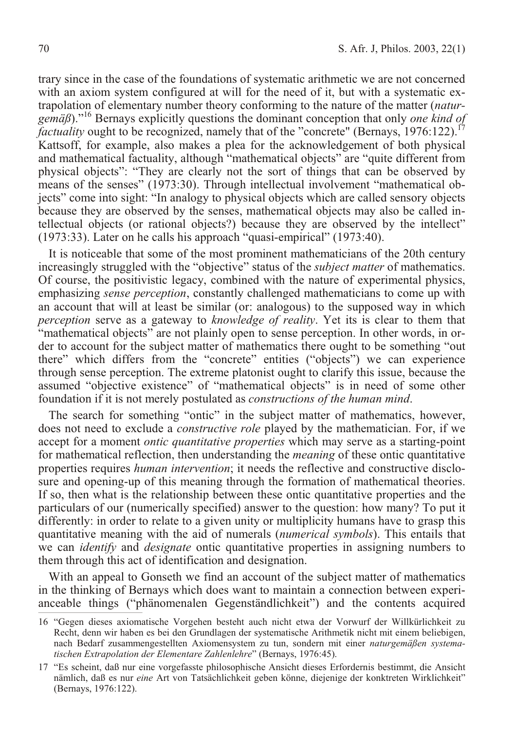trary since in the case of the foundations of systematic arithmetic we are not concerned with an axiom system configured at will for the need of it, but with a systematic extrapolation of elementary number theory conforming to the nature of the matter (*naturgemäß*)."[16] Bernays explicitly questions the dominant conception that only *one kind of factuality* ought to be recognized, namely that of the "concrete" (Bernays, 1976:122).[17] Kattsoff, for example, also makes a plea for the acknowledgement of both physical and mathematical factuality, although "mathematical objects" are "quite different from physical objects": "They are clearly not the sort of things that can be observed by means of the senses" (1973:30). Through intellectual involvement "mathematical objects" come into sight: "In analogy to physical objects which are called sensory objects because they are observed by the senses, mathematical objects may also be called intellectual objects (or rational objects?) because they are observed by the intellect" (1973:33). Later on he calls his approach "quasi-empirical" (1973:40).

It is noticeable that some of the most prominent mathematicians of the 20th century increasingly struggled with the "objective" status of the *subject matter* of mathematics. Of course, the positivistic legacy, combined with the nature of experimental physics, emphasizing *sense perception*, constantly challenged mathematicians to come up with an account that will at least be similar (or: analogous) to the supposed way in which *perception* serve as a gateway to *knowledge of reality*. Yet its is clear to them that "mathematical objects" are not plainly open to sense perception. In other words, in order to account for the subject matter of mathematics there ought to be something "out there" which differs from the "concrete" entities ("objects") we can experience through sense perception. The extreme platonist ought to clarify this issue, because the assumed "objective existence" of "mathematical objects" is in need of some other foundation if it is not merely postulated as *constructions of the human mind*.

The search for something "ontic" in the subject matter of mathematics, however, does not need to exclude a *constructive role* played by the mathematician. For, if we accept for a moment *ontic quantitative properties* which may serve as a starting-point for mathematical reflection, then understanding the *meaning* of these ontic quantitative properties requires *human intervention*; it needs the reflective and constructive disclosure and opening-up of this meaning through the formation of mathematical theories. If so, then what is the relationship between these ontic quantitative properties and the particulars of our (numerically specified) answer to the question: how many? To put it differently: in order to relate to a given unity or multiplicity humans have to grasp this quantitative meaning with the aid of numerals (*numerical symbols*). This entails that we can *identify* and *designate* ontic quantitative properties in assigning numbers to them through this act of identification and designation.

With an appeal to Gonseth we find an account of the subject matter of mathematics in the thinking of Bernays which does want to maintain a connection between experianceable things ("phänomenalen Gegenständlichkeit") and the contents acquired

---

16 "Gegen dieses axiomatische Vorgehen besteht auch nicht etwa der Vorwurf der Willkürlichkeit zu Recht, denn wir haben es bei den Grundlagen der systematische Arithmetik nicht mit einem beliebigen, nach Bedarf zusammengestellten Axiomensystem zu tun, sondern mit einer *naturgemäßen systematischen Extrapolation der Elementare Zahlenlehre*" (Bernays, 1976:45).

17 "Es scheint, daß nur eine vorgefasste philosophische Ansicht dieses Erfordernis bestimmt, die Ansicht nämlich, daß es nur *eine* Art von Tatsächlichkeit geben könne, diejenige der konktreten Wirklichkeit" (Bernays, 1976:122).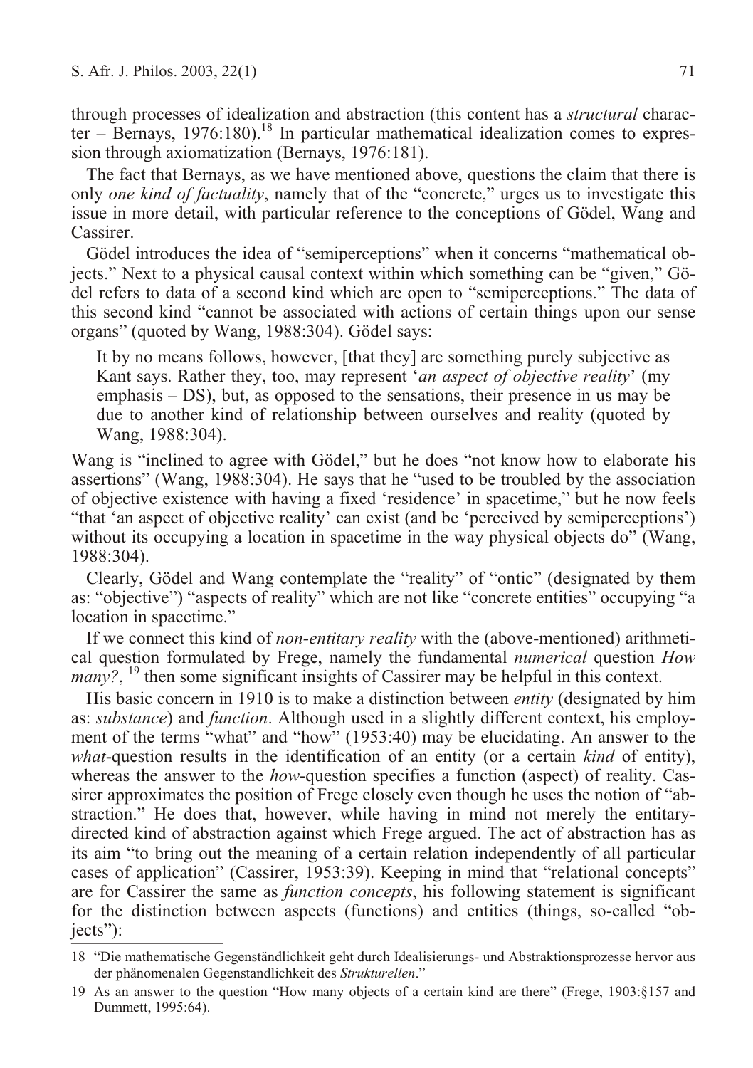through processes of idealization and abstraction (this content has a *structural* character – Bernays, 1976:180).[18] In particular mathematical idealization comes to expression through axiomatization (Bernays, 1976:181).

The fact that Bernays, as we have mentioned above, questions the claim that there is only *one kind of factuality*, namely that of the "concrete," urges us to investigate this issue in more detail, with particular reference to the conceptions of Gödel, Wang and Cassirer.

Gödel introduces the idea of "semiperceptions" when it concerns "mathematical objects." Next to a physical causal context within which something can be "given," Gödel refers to data of a second kind which are open to "semiperceptions." The data of this second kind "cannot be associated with actions of certain things upon our sense organs" (quoted by Wang, 1988:304). Gödel says:

> It by no means follows, however, [that they] are something purely subjective as Kant says. Rather they, too, may represent '*an aspect of objective reality*' (my emphasis – DS), but, as opposed to the sensations, their presence in us may be due to another kind of relationship between ourselves and reality (quoted by Wang, 1988:304).

Wang is "inclined to agree with Gödel," but he does "not know how to elaborate his assertions" (Wang, 1988:304). He says that he "used to be troubled by the association of objective existence with having a fixed 'residence' in spacetime," but he now feels "that 'an aspect of objective reality' can exist (and be 'perceived by semiperceptions') without its occupying a location in spacetime in the way physical objects do" (Wang, 1988:304).

Clearly, Gödel and Wang contemplate the "reality" of "ontic" (designated by them as: "objective") "aspects of reality" which are not like "concrete entities" occupying "a location in spacetime."

If we connect this kind of *non-entitary reality* with the (above-mentioned) arithmetical question formulated by Frege, namely the fundamental *numerical* question *How many?*, [19] then some significant insights of Cassirer may be helpful in this context.

His basic concern in 1910 is to make a distinction between *entity* (designated by him as: *substance*) and *function*. Although used in a slightly different context, his employment of the terms "what" and "how" (1953:40) may be elucidating. An answer to the *what*-question results in the identification of an entity (or a certain *kind* of entity), whereas the answer to the *how*-question specifies a function (aspect) of reality. Cassirer approximates the position of Frege closely even though he uses the notion of "abstraction." He does that, however, while having in mind not merely the entitary-directed kind of abstraction against which Frege argued. The act of abstraction has as its aim "to bring out the meaning of a certain relation independently of all particular cases of application" (Cassirer, 1953:39). Keeping in mind that "relational concepts" are for Cassirer the same as *function concepts*, his following statement is significant for the distinction between aspects (functions) and entities (things, so-called "objects"):

---

18 "Die mathematische Gegenständlichkeit geht durch Idealisierungs- und Abstraktionsprozesse hervor aus der phänomenalen Gegenstandlichkeit des *Strukturellen*."

19 As an answer to the question "How many objects of a certain kind are there" (Frege, 1903:§157 and Dummett, 1995:64).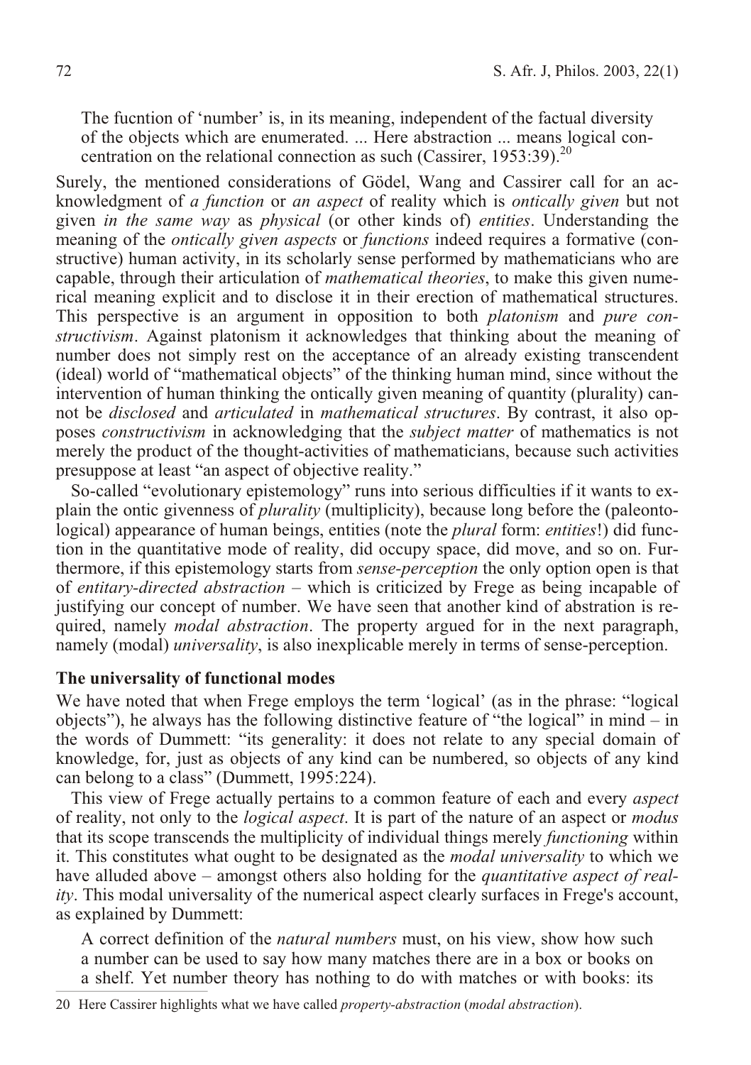> The fucntion of 'number' is, in its meaning, independent of the factual diversity of the objects which are enumerated. ... Here abstraction ... means logical concentration on the relational connection as such (Cassirer, 1953:39).[20]

Surely, the mentioned considerations of Gödel, Wang and Cassirer call for an acknowledgment of *a function* or *an aspect* of reality which is *ontically given* but not given *in the same way* as *physical* (or other kinds of) *entities*. Understanding the meaning of the *ontically given aspects* or *functions* indeed requires a formative (constructive) human activity, in its scholarly sense performed by mathematicians who are capable, through their articulation of *mathematical theories*, to make this given numerical meaning explicit and to disclose it in their erection of mathematical structures. This perspective is an argument in opposition to both *platonism* and *pure constructivism*. Against platonism it acknowledges that thinking about the meaning of number does not simply rest on the acceptance of an already existing transcendent (ideal) world of "mathematical objects" of the thinking human mind, since without the intervention of human thinking the ontically given meaning of quantity (plurality) cannot be *disclosed* and *articulated* in *mathematical structures*. By contrast, it also opposes *constructivism* in acknowledging that the *subject matter* of mathematics is not merely the product of the thought-activities of mathematicians, because such activities presuppose at least "an aspect of objective reality."

So-called "evolutionary epistemology" runs into serious difficulties if it wants to explain the ontic givenness of *plurality* (multiplicity), because long before the (paleontological) appearance of human beings, entities (note the *plural* form: *entities*!) did function in the quantitative mode of reality, did occupy space, did move, and so on. Furthermore, if this epistemology starts from *sense-perception* the only option open is that of *entitary-directed abstraction* – which is criticized by Frege as being incapable of justifying our concept of number. We have seen that another kind of abstration is required, namely *modal abstraction*. The property argued for in the next paragraph, namely (modal) *universality*, is also inexplicable merely in terms of sense-perception.

### The universality of functional modes

We have noted that when Frege employs the term 'logical' (as in the phrase: "logical objects"), he always has the following distinctive feature of "the logical" in mind – in the words of Dummett: "its generality: it does not relate to any special domain of knowledge, for, just as objects of any kind can be numbered, so objects of any kind can belong to a class" (Dummett, 1995:224).

This view of Frege actually pertains to a common feature of each and every *aspect* of reality, not only to the *logical aspect*. It is part of the nature of an aspect or *modus* that its scope transcends the multiplicity of individual things merely *functioning* within it. This constitutes what ought to be designated as the *modal universality* to which we have alluded above – amongst others also holding for the *quantitative aspect of reality*. This modal universality of the numerical aspect clearly surfaces in Frege's account, as explained by Dummett:

> A correct definition of the *natural numbers* must, on his view, show how such a number can be used to say how many matches there are in a box or books on a shelf. Yet number theory has nothing to do with matches or with books: its

[20] Here Cassirer highlights what we have called *property-abstraction* (*modal abstraction*).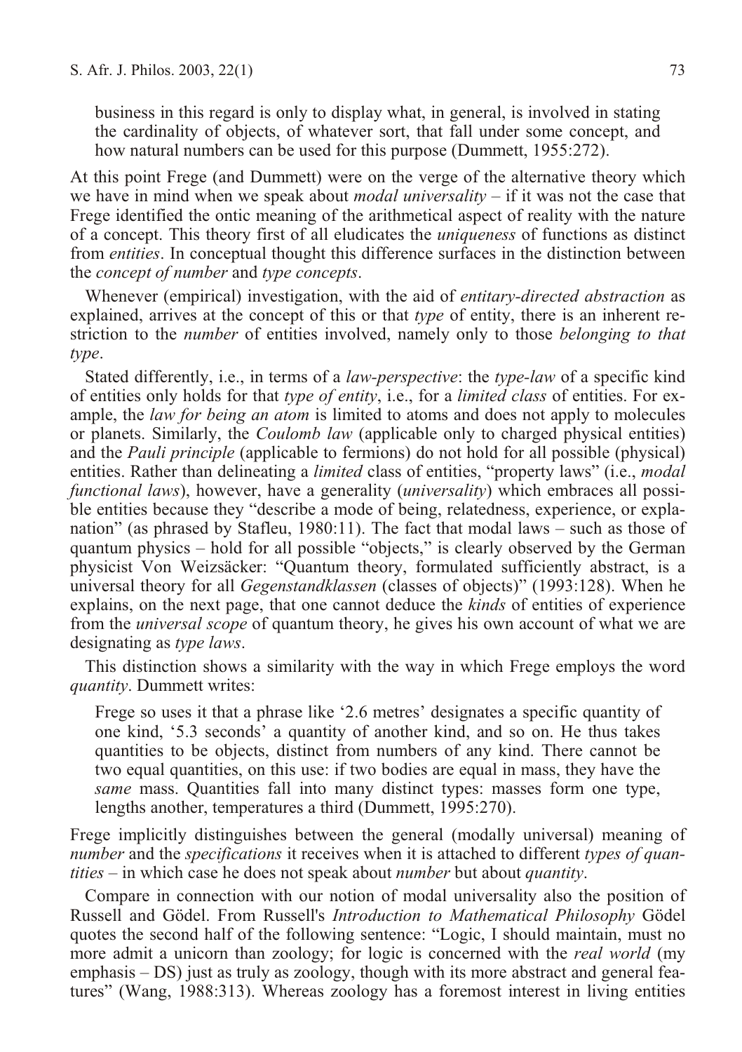> business in this regard is only to display what, in general, is involved in stating the cardinality of objects, of whatever sort, that fall under some concept, and how natural numbers can be used for this purpose (Dummett, 1955:272).

At this point Frege (and Dummett) were on the verge of the alternative theory which we have in mind when we speak about *modal universality* – if it was not the case that Frege identified the ontic meaning of the arithmetical aspect of reality with the nature of a concept. This theory first of all eludicates the *uniqueness* of functions as distinct from *entities*. In conceptual thought this difference surfaces in the distinction between the *concept of number* and *type concepts*.

Whenever (empirical) investigation, with the aid of *entitary-directed abstraction* as explained, arrives at the concept of this or that *type* of entity, there is an inherent restriction to the *number* of entities involved, namely only to those *belonging to that type*.

Stated differently, i.e., in terms of a *law-perspective*: the *type-law* of a specific kind of entities only holds for that *type of entity*, i.e., for a *limited class* of entities. For example, the *law for being an atom* is limited to atoms and does not apply to molecules or planets. Similarly, the *Coulomb law* (applicable only to charged physical entities) and the *Pauli principle* (applicable to fermions) do not hold for all possible (physical) entities. Rather than delineating a *limited* class of entities, "property laws" (i.e., *modal functional laws*), however, have a generality (*universality*) which embraces all possible entities because they "describe a mode of being, relatedness, experience, or explanation" (as phrased by Stafleu, 1980:11). The fact that modal laws – such as those of quantum physics – hold for all possible "objects," is clearly observed by the German physicist Von Weizsäcker: "Quantum theory, formulated sufficiently abstract, is a universal theory for all *Gegenstandklassen* (classes of objects)" (1993:128). When he explains, on the next page, that one cannot deduce the *kinds* of entities of experience from the *universal scope* of quantum theory, he gives his own account of what we are designating as *type laws*.

This distinction shows a similarity with the way in which Frege employs the word *quantity*. Dummett writes:

> Frege so uses it that a phrase like '2.6 metres' designates a specific quantity of one kind, '5.3 seconds' a quantity of another kind, and so on. He thus takes quantities to be objects, distinct from numbers of any kind. There cannot be two equal quantities, on this use: if two bodies are equal in mass, they have the *same* mass. Quantities fall into many distinct types: masses form one type, lengths another, temperatures a third (Dummett, 1995:270).

Frege implicitly distinguishes between the general (modally universal) meaning of *number* and the *specifications* it receives when it is attached to different *types of quantities* – in which case he does not speak about *number* but about *quantity*.

Compare in connection with our notion of modal universality also the position of Russell and Gödel. From Russell's *Introduction to Mathematical Philosophy* Gödel quotes the second half of the following sentence: "Logic, I should maintain, must no more admit a unicorn than zoology; for logic is concerned with the *real world* (my emphasis – DS) just as truly as zoology, though with its more abstract and general features" (Wang, 1988:313). Whereas zoology has a foremost interest in living entities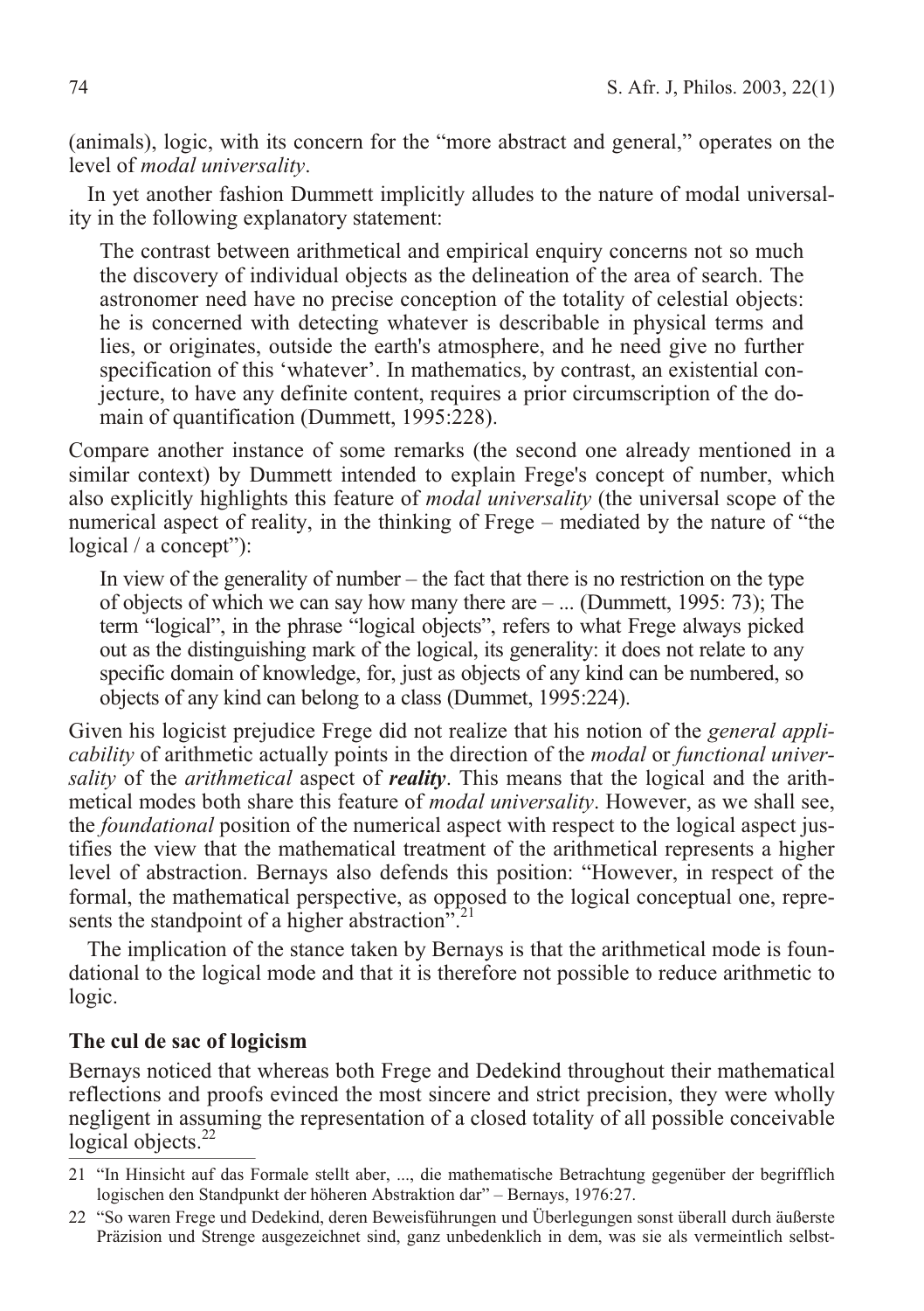(animals), logic, with its concern for the "more abstract and general," operates on the level of *modal universality*.

In yet another fashion Dummett implicitly alludes to the nature of modal universality in the following explanatory statement:

> The contrast between arithmetical and empirical enquiry concerns not so much the discovery of individual objects as the delineation of the area of search. The astronomer need have no precise conception of the totality of celestial objects: he is concerned with detecting whatever is describable in physical terms and lies, or originates, outside the earth's atmosphere, and he need give no further specification of this 'whatever'. In mathematics, by contrast, an existential conjecture, to have any definite content, requires a prior circumscription of the domain of quantification (Dummett, 1995:228).

Compare another instance of some remarks (the second one already mentioned in a similar context) by Dummett intended to explain Frege's concept of number, which also explicitly highlights this feature of *modal universality* (the universal scope of the numerical aspect of reality, in the thinking of Frege – mediated by the nature of "the logical / a concept"):

> In view of the generality of number – the fact that there is no restriction on the type of objects of which we can say how many there are – ... (Dummett, 1995: 73); The term "logical", in the phrase "logical objects", refers to what Frege always picked out as the distinguishing mark of the logical, its generality: it does not relate to any specific domain of knowledge, for, just as objects of any kind can be numbered, so objects of any kind can belong to a class (Dummet, 1995:224).

Given his logicist prejudice Frege did not realize that his notion of the *general applicability* of arithmetic actually points in the direction of the *modal* or *functional universality* of the *arithmetical* aspect of ***reality***. This means that the logical and the arithmetical modes both share this feature of *modal universality*. However, as we shall see, the *foundational* position of the numerical aspect with respect to the logical aspect justifies the view that the mathematical treatment of the arithmetical represents a higher level of abstraction. Bernays also defends this position: "However, in respect of the formal, the mathematical perspective, as opposed to the logical conceptual one, represents the standpoint of a higher abstraction".[21]

The implication of the stance taken by Bernays is that the arithmetical mode is foundational to the logical mode and that it is therefore not possible to reduce arithmetic to logic.

## The cul de sac of logicism

Bernays noticed that whereas both Frege and Dedekind throughout their mathematical reflections and proofs evinced the most sincere and strict precision, they were wholly negligent in assuming the representation of a closed totality of all possible conceivable logical objects.[22]

---

21 "In Hinsicht auf das Formale stellt aber, ..., die mathematische Betrachtung gegenüber der begrifflich logischen den Standpunkt der höheren Abstraktion dar" – Bernays, 1976:27.

22 "So waren Frege und Dedekind, deren Beweisführungen und Überlegungen sonst überall durch äußerste Präzision und Strenge ausgezeichnet sind, ganz unbedenklich in dem, was sie als vermeintlich selbst-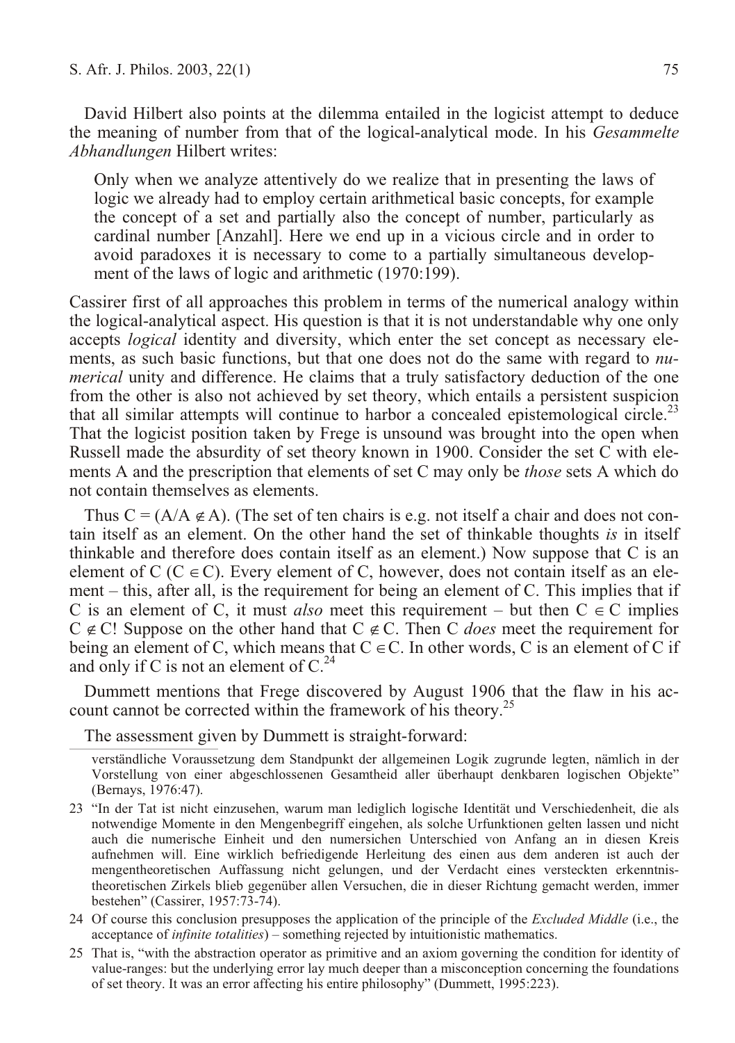David Hilbert also points at the dilemma entailed in the logicist attempt to deduce the meaning of number from that of the logical-analytical mode. In his *Gesammelte Abhandlungen* Hilbert writes:

> Only when we analyze attentively do we realize that in presenting the laws of logic we already had to employ certain arithmetical basic concepts, for example the concept of a set and partially also the concept of number, particularly as cardinal number [Anzahl]. Here we end up in a vicious circle and in order to avoid paradoxes it is necessary to come to a partially simultaneous development of the laws of logic and arithmetic (1970:199).

Cassirer first of all approaches this problem in terms of the numerical analogy within the logical-analytical aspect. His question is that it is not understandable why one only accepts *logical* identity and diversity, which enter the set concept as necessary elements, as such basic functions, but that one does not do the same with regard to *numerical* unity and difference. He claims that a truly satisfactory deduction of the one from the other is also not achieved by set theory, which entails a persistent suspicion that all similar attempts will continue to harbor a concealed epistemological circle.[23] That the logicist position taken by Frege is unsound was brought into the open when Russell made the absurdity of set theory known in 1900. Consider the set C with elements A and the prescription that elements of set C may only be *those* sets A which do not contain themselves as elements.

Thus $C = (A/A \notin A)$. (The set of ten chairs is e.g. not itself a chair and does not contain itself as an element. On the other hand the set of thinkable thoughts *is* in itself thinkable and therefore does contain itself as an element.) Now suppose that C is an element of C ($C \in C$). Every element of C, however, does not contain itself as an element – this, after all, is the requirement for being an element of C. This implies that if C is an element of C, it must *also* meet this requirement – but then $C \in C$ implies $C \notin C$! Suppose on the other hand that $C \notin C$. Then C *does* meet the requirement for being an element of C, which means that $C \in C$. In other words, C is an element of C if and only if C is not an element of C.[24]

Dummett mentions that Frege discovered by August 1906 that the flaw in his account cannot be corrected within the framework of his theory.[25]

The assessment given by Dummett is straight-forward:

---

verständliche Voraussetzung dem Standpunkt der allgemeinen Logik zugrunde legten, nämlich in der Vorstellung von einer abgeschlossenen Gesamtheid aller überhaupt denkbaren logischen Objekte" (Bernays, 1976:47).

23 "In der Tat ist nicht einzusehen, warum man lediglich logische Identität und Verschiedenheit, die als notwendige Momente in den Mengenbegriff eingehen, als solche Urfunktionen gelten lassen und nicht auch die numerische Einheit und den numersichen Unterschied von Anfang an in diesen Kreis aufnehmen will. Eine wirklich befriedigende Herleitung des einen aus dem anderen ist auch der mengentheoretischen Auffassung nicht gelungen, und der Verdacht eines versteckten erkenntnistheoretischen Zirkels blieb gegenüber allen Versuchen, die in dieser Richtung gemacht werden, immer bestehen" (Cassirer, 1957:73-74).

24 Of course this conclusion presupposes the application of the principle of the *Excluded Middle* (i.e., the acceptance of *infinite totalities*) – something rejected by intuitionistic mathematics.

25 That is, "with the abstraction operator as primitive and an axiom governing the condition for identity of value-ranges: but the underlying error lay much deeper than a misconception concerning the foundations of set theory. It was an error affecting his entire philosophy" (Dummett, 1995:223).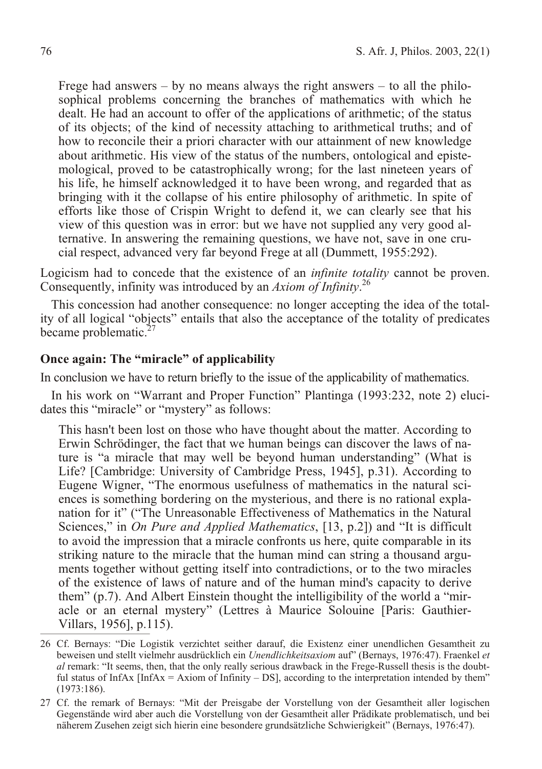> Frege had answers – by no means always the right answers – to all the philosophical problems concerning the branches of mathematics with which he dealt. He had an account to offer of the applications of arithmetic; of the status of its objects; of the kind of necessity attaching to arithmetical truths; and of how to reconcile their a priori character with our attainment of new knowledge about arithmetic. His view of the status of the numbers, ontological and epistemological, proved to be catastrophically wrong; for the last nineteen years of his life, he himself acknowledged it to have been wrong, and regarded that as bringing with it the collapse of his entire philosophy of arithmetic. In spite of efforts like those of Crispin Wright to defend it, we can clearly see that his view of this question was in error: but we have not supplied any very good alternative. In answering the remaining questions, we have not, save in one crucial respect, advanced very far beyond Frege at all (Dummett, 1955:292).

Logicism had to concede that the existence of an *infinite totality* cannot be proven. Consequently, infinity was introduced by an *Axiom of Infinity*.[26]

This concession had another consequence: no longer accepting the idea of the totality of all logical "objects" entails that also the acceptance of the totality of predicates became problematic.[27]

## Once again: The "miracle" of applicability

In conclusion we have to return briefly to the issue of the applicability of mathematics.

In his work on "Warrant and Proper Function" Plantinga (1993:232, note 2) elucidates this "miracle" or "mystery" as follows:

> This hasn't been lost on those who have thought about the matter. According to Erwin Schrödinger, the fact that we human beings can discover the laws of nature is "a miracle that may well be beyond human understanding" (What is Life? [Cambridge: University of Cambridge Press, 1945], p.31). According to Eugene Wigner, "The enormous usefulness of mathematics in the natural sciences is something bordering on the mysterious, and there is no rational explanation for it" ("The Unreasonable Effectiveness of Mathematics in the Natural Sciences," in *On Pure and Applied Mathematics*, [13, p.2]) and "It is difficult to avoid the impression that a miracle confronts us here, quite comparable in its striking nature to the miracle that the human mind can string a thousand arguments together without getting itself into contradictions, or to the two miracles of the existence of laws of nature and of the human mind's capacity to derive them" (p.7). And Albert Einstein thought the intelligibility of the world a "miracle or an eternal mystery" (Lettres à Maurice Solouine [Paris: Gauthier-Villars, 1956], p.115).

---

26 Cf. Bernays: "Die Logistik verzichtet seither darauf, die Existenz einer unendlichen Gesamtheit zu beweisen und stellt vielmehr ausdrücklich ein *Unendlichkeitsaxiom* auf" (Bernays, 1976:47). Fraenkel *et al* remark: "It seems, then, that the only really serious drawback in the Frege-Russell thesis is the doubtful status of InfAx [InfAx = Axiom of Infinity – DS], according to the interpretation intended by them" (1973:186).

27 Cf. the remark of Bernays: "Mit der Preisgabe der Vorstellung von der Gesamtheit aller logischen Gegenstände wird aber auch die Vorstellung von der Gesamtheit aller Prädikate problematisch, und bei näherem Zusehen zeigt sich hierin eine besondere grundsätzliche Schwierigkeit" (Bernays, 1976:47).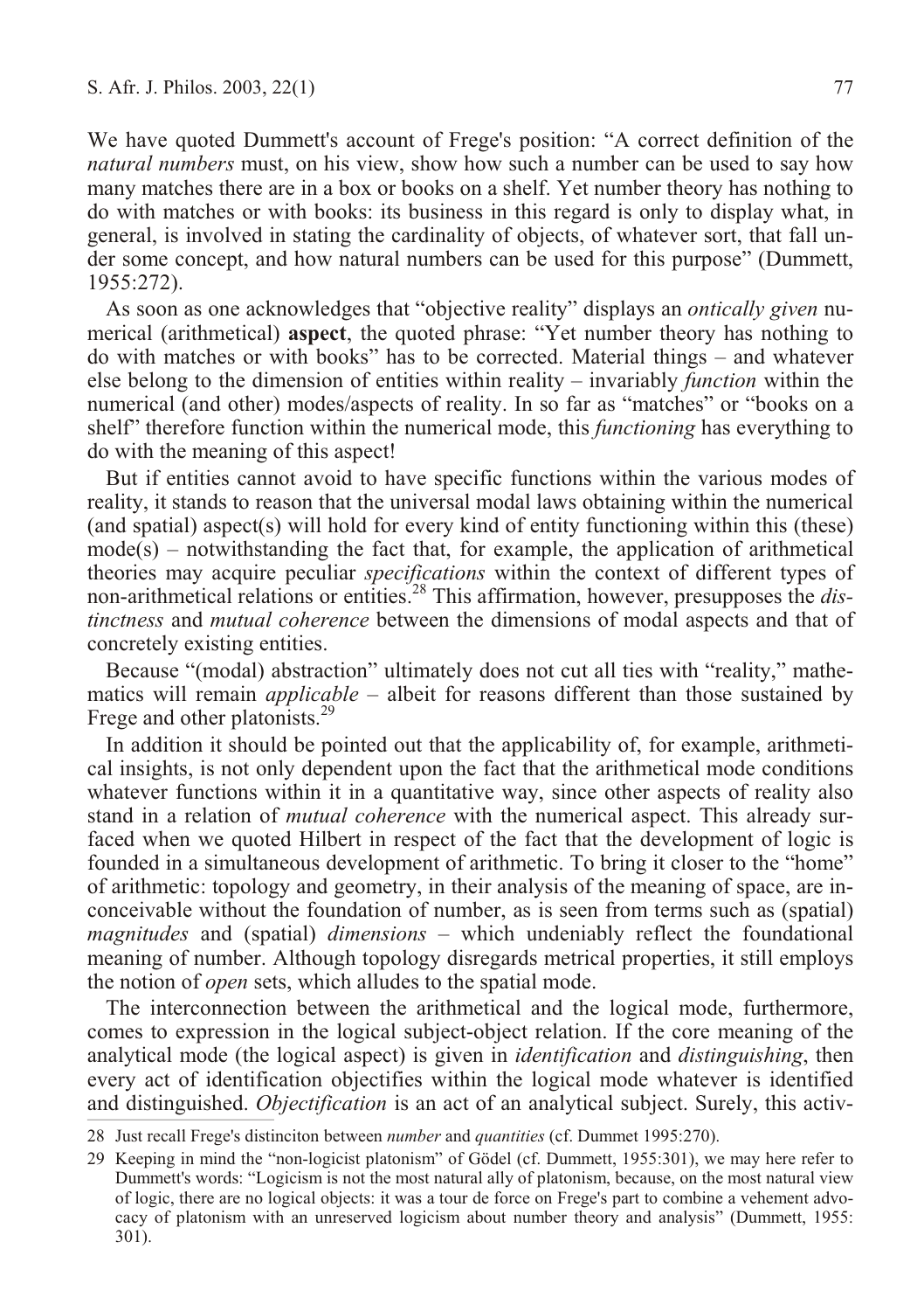We have quoted Dummett's account of Frege's position: "A correct definition of the *natural numbers* must, on his view, show how such a number can be used to say how many matches there are in a box or books on a shelf. Yet number theory has nothing to do with matches or with books: its business in this regard is only to display what, in general, is involved in stating the cardinality of objects, of whatever sort, that fall under some concept, and how natural numbers can be used for this purpose" (Dummett, 1955:272).

As soon as one acknowledges that "objective reality" displays an *ontically given* numerical (arithmetical) **aspect**, the quoted phrase: "Yet number theory has nothing to do with matches or with books" has to be corrected. Material things – and whatever else belong to the dimension of entities within reality – invariably *function* within the numerical (and other) modes/aspects of reality. In so far as "matches" or "books on a shelf" therefore function within the numerical mode, this *functioning* has everything to do with the meaning of this aspect!

But if entities cannot avoid to have specific functions within the various modes of reality, it stands to reason that the universal modal laws obtaining within the numerical (and spatial) aspect(s) will hold for every kind of entity functioning within this (these) mode(s) – notwithstanding the fact that, for example, the application of arithmetical theories may acquire peculiar *specifications* within the context of different types of non-arithmetical relations or entities.[28] This affirmation, however, presupposes the *distinctness* and *mutual coherence* between the dimensions of modal aspects and that of concretely existing entities.

Because "(modal) abstraction" ultimately does not cut all ties with "reality," mathematics will remain *applicable* – albeit for reasons different than those sustained by Frege and other platonists.[29]

In addition it should be pointed out that the applicability of, for example, arithmetical insights, is not only dependent upon the fact that the arithmetical mode conditions whatever functions within it in a quantitative way, since other aspects of reality also stand in a relation of *mutual coherence* with the numerical aspect. This already surfaced when we quoted Hilbert in respect of the fact that the development of logic is founded in a simultaneous development of arithmetic. To bring it closer to the "home" of arithmetic: topology and geometry, in their analysis of the meaning of space, are inconceivable without the foundation of number, as is seen from terms such as (spatial) *magnitudes* and (spatial) *dimensions* – which undeniably reflect the foundational meaning of number. Although topology disregards metrical properties, it still employs the notion of *open* sets, which alludes to the spatial mode.

The interconnection between the arithmetical and the logical mode, furthermore, comes to expression in the logical subject-object relation. If the core meaning of the analytical mode (the logical aspect) is given in *identification* and *distinguishing*, then every act of identification objectifies within the logical mode whatever is identified and distinguished. *Objectification* is an act of an analytical subject. Surely, this activ-

---

28 Just recall Frege's distinciton between *number* and *quantities* (cf. Dummet 1995:270).

29 Keeping in mind the "non-logicist platonism" of Gödel (cf. Dummett, 1955:301), we may here refer to Dummett's words: "Logicism is not the most natural ally of platonism, because, on the most natural view of logic, there are no logical objects: it was a tour de force on Frege's part to combine a vehement advocacy of platonism with an unreserved logicism about number theory and analysis" (Dummett, 1955: 301).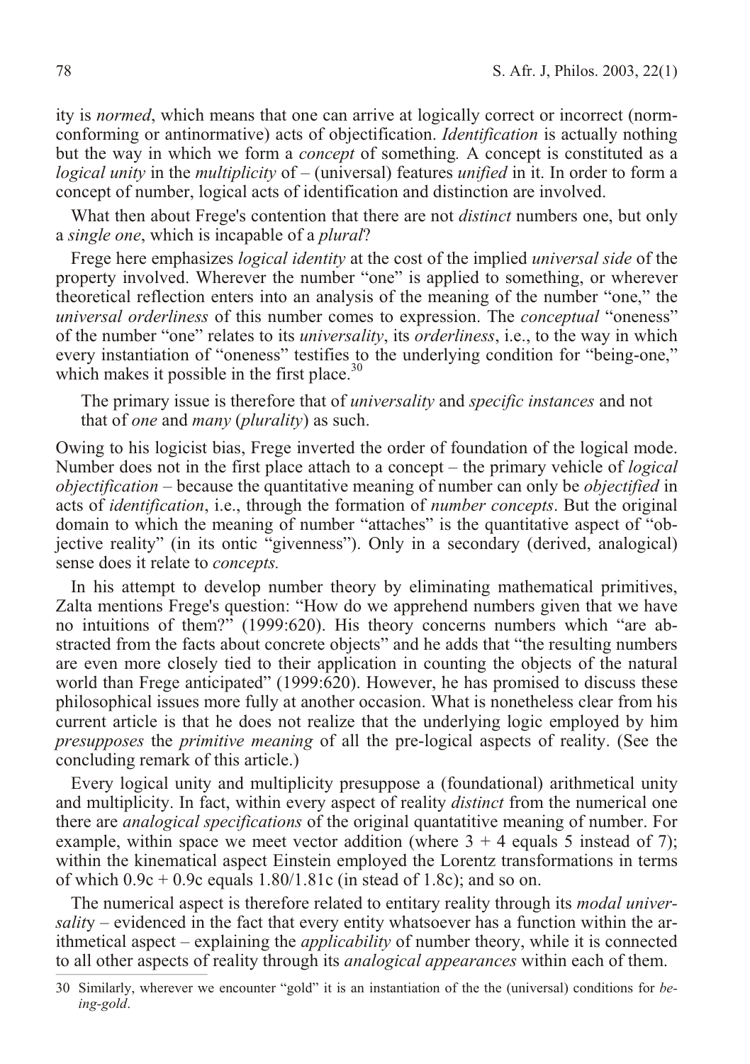ity is *normed*, which means that one can arrive at logically correct or incorrect (norm-conforming or antinormative) acts of objectification. *Identification* is actually nothing but the way in which we form a *concept* of something. A concept is constituted as a *logical unity* in the *multiplicity* of – (universal) features *unified* in it. In order to form a concept of number, logical acts of identification and distinction are involved.

What then about Frege's contention that there are not *distinct* numbers one, but only a *single one*, which is incapable of a *plural*?

Frege here emphasizes *logical identity* at the cost of the implied *universal side* of the property involved. Wherever the number "one" is applied to something, or wherever theoretical reflection enters into an analysis of the meaning of the number "one," the *universal orderliness* of this number comes to expression. The *conceptual* "oneness" of the number "one" relates to its *universality*, its *orderliness*, i.e., to the way in which every instantiation of "oneness" testifies to the underlying condition for "being-one," which makes it possible in the first place.[30]

> The primary issue is therefore that of *universality* and *specific instances* and not that of *one* and *many* (*plurality*) as such.

Owing to his logicist bias, Frege inverted the order of foundation of the logical mode. Number does not in the first place attach to a concept – the primary vehicle of *logical objectification* – because the quantitative meaning of number can only be *objectified* in acts of *identification*, i.e., through the formation of *number concepts*. But the original domain to which the meaning of number "attaches" is the quantitative aspect of "objective reality" (in its ontic "givenness"). Only in a secondary (derived, analogical) sense does it relate to *concepts.*

In his attempt to develop number theory by eliminating mathematical primitives, Zalta mentions Frege's question: "How do we apprehend numbers given that we have no intuitions of them?" (1999:620). His theory concerns numbers which "are abstracted from the facts about concrete objects" and he adds that "the resulting numbers are even more closely tied to their application in counting the objects of the natural world than Frege anticipated" (1999:620). However, he has promised to discuss these philosophical issues more fully at another occasion. What is nonetheless clear from his current article is that he does not realize that the underlying logic employed by him *presupposes* the *primitive meaning* of all the pre-logical aspects of reality. (See the concluding remark of this article.)

Every logical unity and multiplicity presuppose a (foundational) arithmetical unity and multiplicity. In fact, within every aspect of reality *distinct* from the numerical one there are *analogical specifications* of the original quatantitive meaning of number. For example, within space we meet vector addition (where $3 + 4$ equals 5 instead of 7); within the kinematical aspect Einstein employed the Lorentz transformations in terms of which $0.9c + 0.9c$ equals $1.80/1.81c$ (in stead of $1.8c$); and so on.

The numerical aspect is therefore related to entitary reality through its *modal universality* – evidenced in the fact that every entity whatsoever has a function within the arithmetical aspect – explaining the *applicability* of number theory, while it is connected to all other aspects of reality through its *analogical appearances* within each of them.

---

30 Similarly, wherever we encounter "gold" it is an instantiation of the the (universal) conditions for *being-gold*.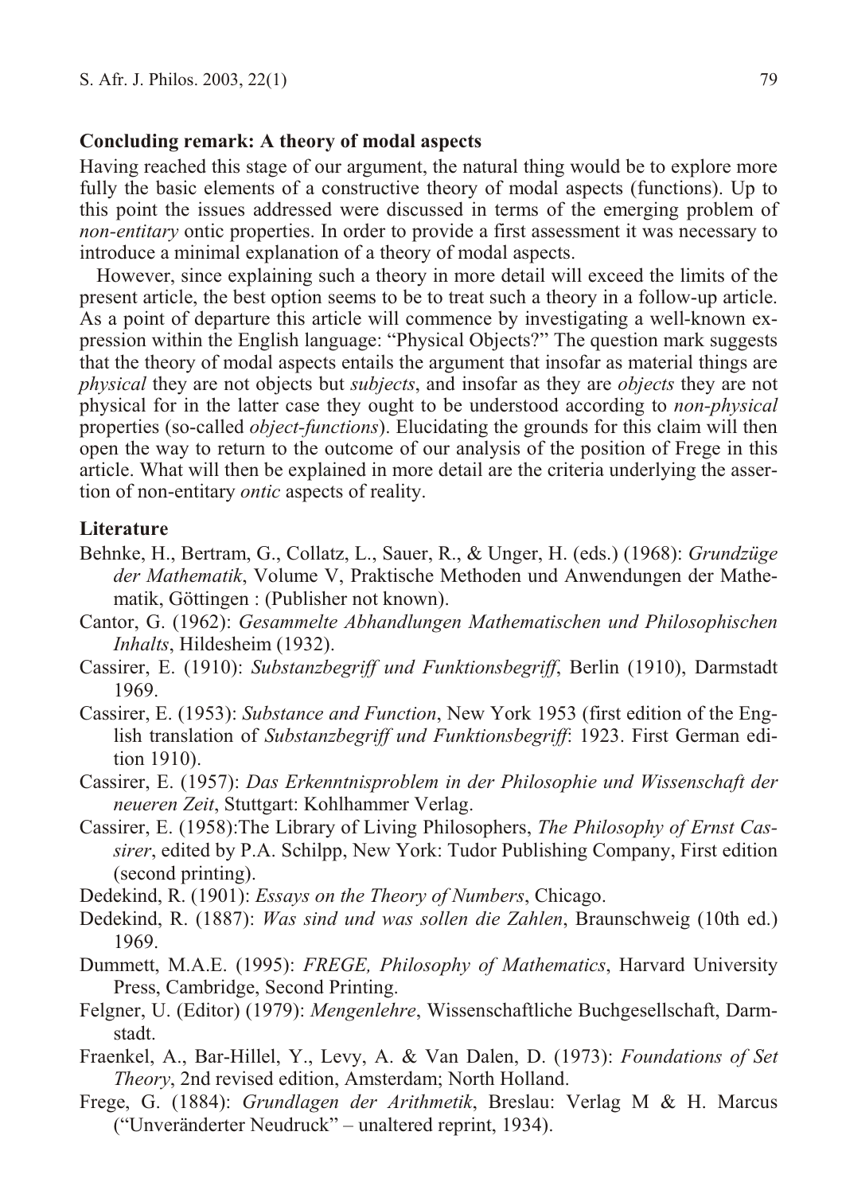## Concluding remark: A theory of modal aspects

Having reached this stage of our argument, the natural thing would be to explore more fully the basic elements of a constructive theory of modal aspects (functions). Up to this point the issues addressed were discussed in terms of the emerging problem of *non-entitary* ontic properties. In order to provide a first assessment it was necessary to introduce a minimal explanation of a theory of modal aspects.

However, since explaining such a theory in more detail will exceed the limits of the present article, the best option seems to be to treat such a theory in a follow-up article. As a point of departure this article will commence by investigating a well-known expression within the English language: "Physical Objects?" The question mark suggests that the theory of modal aspects entails the argument that insofar as material things are *physical* they are not objects but *subjects*, and insofar as they are *objects* they are not physical for in the latter case they ought to be understood according to *non-physical* properties (so-called *object-functions*). Elucidating the grounds for this claim will then open the way to return to the outcome of our analysis of the position of Frege in this article. What will then be explained in more detail are the criteria underlying the assertion of non-entitary *ontic* aspects of reality.

## Literature

Behnke, H., Bertram, G., Collatz, L., Sauer, R., & Unger, H. (eds.) (1968): *Grundzüge der Mathematik*, Volume V, Praktische Methoden und Anwendungen der Mathematik, Göttingen : (Publisher not known).

Cantor, G. (1962): *Gesammelte Abhandlungen Mathematischen und Philosophischen Inhalts*, Hildesheim (1932).

Cassirer, E. (1910): *Substanzbegriff und Funktionsbegriff*, Berlin (1910), Darmstadt 1969.

Cassirer, E. (1953): *Substance and Function*, New York 1953 (first edition of the English translation of *Substanzbegriff und Funktionsbegriff*: 1923. First German edition 1910).

Cassirer, E. (1957): *Das Erkenntnisproblem in der Philosophie und Wissenschaft der neueren Zeit*, Stuttgart: Kohlhammer Verlag.

Cassirer, E. (1958):The Library of Living Philosophers, *The Philosophy of Ernst Cassirer*, edited by P.A. Schilpp, New York: Tudor Publishing Company, First edition (second printing).

Dedekind, R. (1901): *Essays on the Theory of Numbers*, Chicago.

Dedekind, R. (1887): *Was sind und was sollen die Zahlen*, Braunschweig (10th ed.) 1969.

Dummett, M.A.E. (1995): *FREGE, Philosophy of Mathematics*, Harvard University Press, Cambridge, Second Printing.

Felgner, U. (Editor) (1979): *Mengenlehre*, Wissenschaftliche Buchgesellschaft, Darmstadt.

Fraenkel, A., Bar-Hillel, Y., Levy, A. & Van Dalen, D. (1973): *Foundations of Set Theory*, 2nd revised edition, Amsterdam; North Holland.

Frege, G. (1884): *Grundlagen der Arithmetik*, Breslau: Verlag M & H. Marcus ("Unveränderter Neudruck" – unaltered reprint, 1934).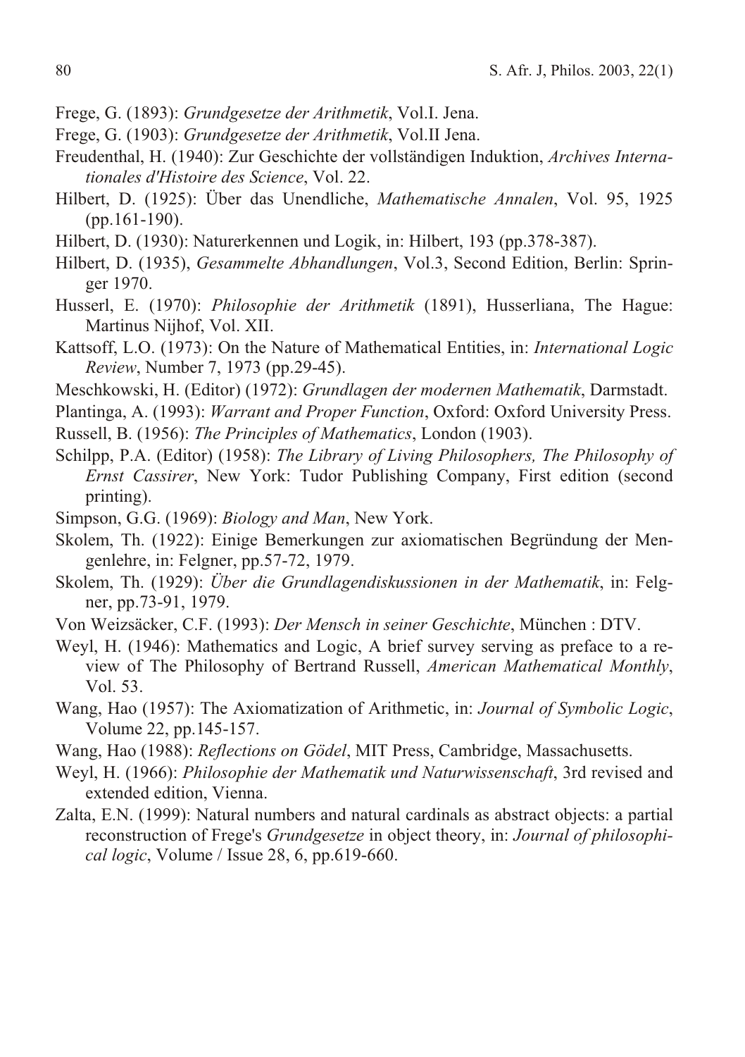Frege, G. (1893): *Grundgesetze der Arithmetik*, Vol.I. Jena.

Frege, G. (1903): *Grundgesetze der Arithmetik*, Vol.II Jena.

Freudenthal, H. (1940): Zur Geschichte der vollständigen Induktion, *Archives Internationales d'Histoire des Science*, Vol. 22.

Hilbert, D. (1925): Über das Unendliche, *Mathematische Annalen*, Vol. 95, 1925 (pp.161-190).

Hilbert, D. (1930): Naturerkennen und Logik, in: Hilbert, 193 (pp.378-387).

Hilbert, D. (1935), *Gesammelte Abhandlungen*, Vol.3, Second Edition, Berlin: Springer 1970.

Husserl, E. (1970): *Philosophie der Arithmetik* (1891), Husserliana, The Hague: Martinus Nijhof, Vol. XII.

Kattsoff, L.O. (1973): On the Nature of Mathematical Entities, in: *International Logic Review*, Number 7, 1973 (pp.29-45).

Meschkowski, H. (Editor) (1972): *Grundlagen der modernen Mathematik*, Darmstadt.

Plantinga, A. (1993): *Warrant and Proper Function*, Oxford: Oxford University Press.

Russell, B. (1956): *The Principles of Mathematics*, London (1903).

Schilpp, P.A. (Editor) (1958): *The Library of Living Philosophers, The Philosophy of Ernst Cassirer*, New York: Tudor Publishing Company, First edition (second printing).

Simpson, G.G. (1969): *Biology and Man*, New York.

Skolem, Th. (1922): Einige Bemerkungen zur axiomatischen Begründung der Mengenlehre, in: Felgner, pp.57-72, 1979.

Skolem, Th. (1929): *Über die Grundlagendiskussionen in der Mathematik*, in: Felgner, pp.73-91, 1979.

Von Weizsäcker, C.F. (1993): *Der Mensch in seiner Geschichte*, München : DTV.

Weyl, H. (1946): Mathematics and Logic, A brief survey serving as preface to a review of The Philosophy of Bertrand Russell, *American Mathematical Monthly*, Vol. 53.

Wang, Hao (1957): The Axiomatization of Arithmetic, in: *Journal of Symbolic Logic*, Volume 22, pp.145-157.

Wang, Hao (1988): *Reflections on Gödel*, MIT Press, Cambridge, Massachusetts.

Weyl, H. (1966): *Philosophie der Mathematik und Naturwissenschaft*, 3rd revised and extended edition, Vienna.

Zalta, E.N. (1999): Natural numbers and natural cardinals as abstract objects: a partial reconstruction of Frege's *Grundgesetze* in object theory, in: *Journal of philosophical logic*, Volume / Issue 28, 6, pp.619-660.